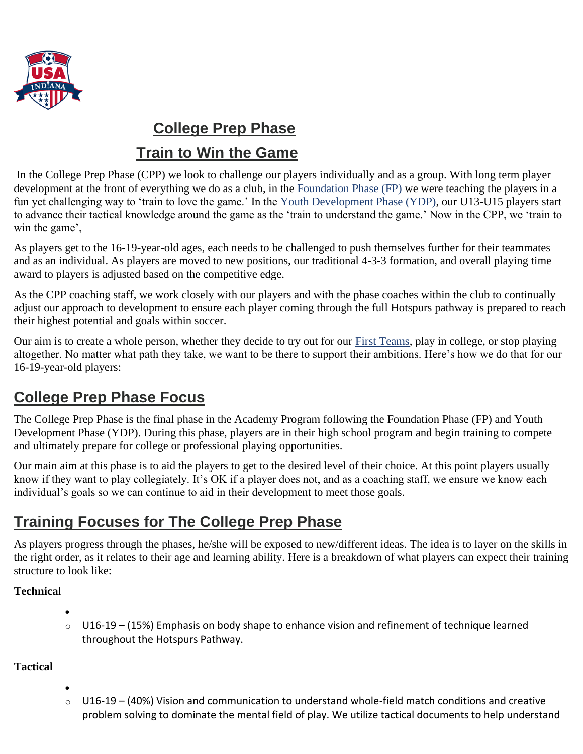# College Prep Phase

# Train to Win the Game

In the College Prep Phase (CPP) we look to challenge our players individually and as a group. With long term player development at the front of everything we do as a club, in the Foundation Phase (FP) we were teaching the players in a fun yet challenging way to 'train to love the game.' In the Youth Development Phase (YDP), our U13-U15 players start to advance their tactical knowledge around the game as the 'train to understand the game.' Now in the CPP, we 'train to win the game',

As players get to the 16-19-year-old ages, each needs to be challenged to push themselves further for their teammates and as an individual. As players are moved to new positions, our traditional 4-3-3 formation, and overall playing time award to players is adjusted based on the competitive edge.

As the CPP coaching staff, we work closely with our players and with the phase coaches within the club to continually adjust our approach to development to ensure each player coming through the full Hotspurs pathway is prepared to reach their highest potential and goals within soccer.

Our aim is to create a whole person, whether they decide to try out for our First Teams, play in college, or stop playing altogether. No matter what path they take, we want to be there to support their ambitions. Here's how we do that for our 16-19-year-old players:

## College Prep Phase Focus

The College Prep Phase is the final phase in the Academy Program following the Foundation Phase (FP) and Youth Development Phase (YDP). During this phase, players are in their high school program and begin training to compete and ultimately prepare for college or professional playing opportunities.

Our main aim at this phase is to aid the players to get to the desired level of their choice. At this point players usually know if they want to play collegiately. It's OK if a player does not, and as a coaching staff, we ensure we know each individual's goals so we can continue to aid in their development to meet those goals.

## Training Focuses for The College Prep Phase

As players progress through the phases, he/she will be exposed to new/different ideas. The idea is to layer on the skills in the right order, as it relates to their age and learning ability. Here is a breakdown of what players can expect their training structure to look like:

**Technical**

- 
  - U16-19 – (15%) Emphasis on body shape to enhance vision and refinement of technique learned throughout the Hotspurs Pathway.

**Tactical**

- 
  - U16-19 – (40%) Vision and communication to understand whole-field match conditions and creative problem solving to dominate the mental field of play. We utilize tactical documents to help understand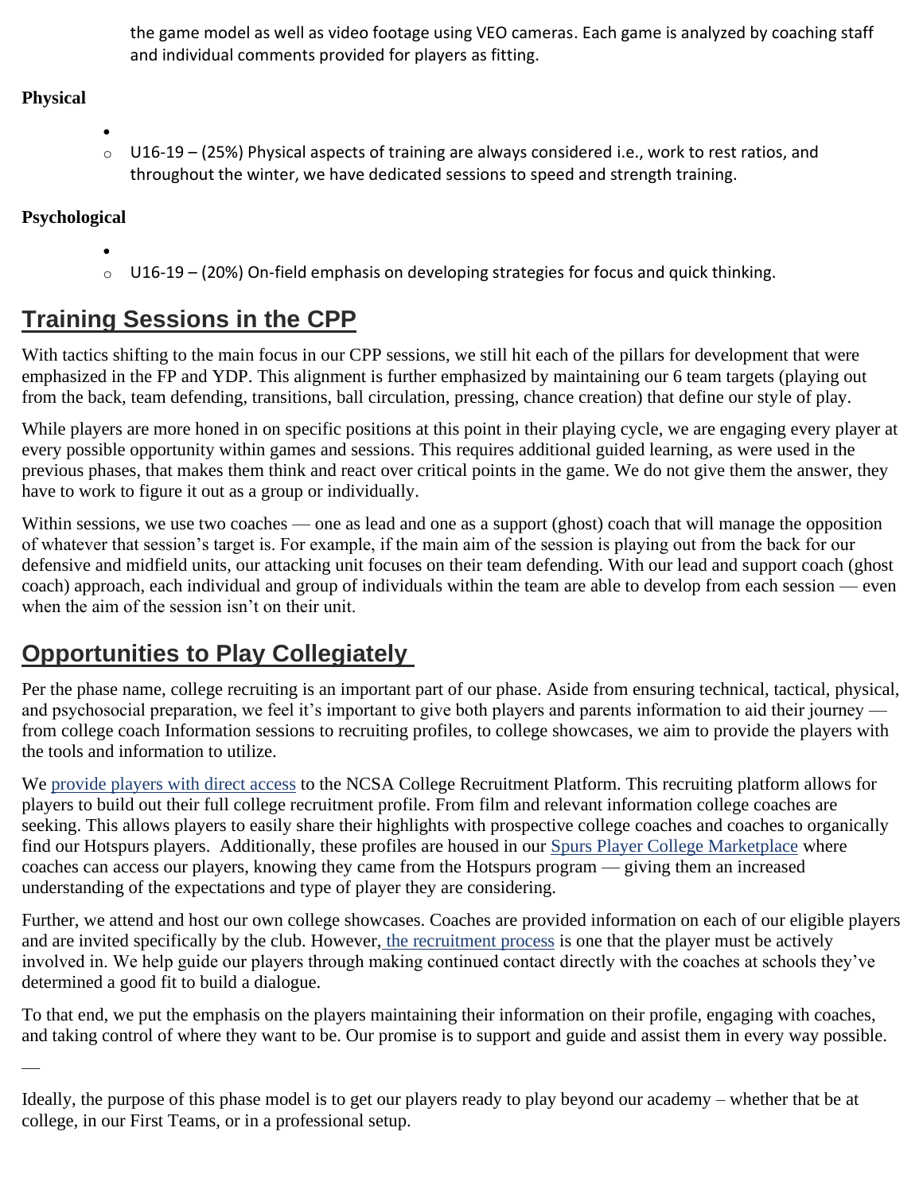the game model as well as video footage using VEO cameras. Each game is analyzed by coaching staff and individual comments provided for players as fitting.

**Physical**

- 
  - U16-19 – (25%) Physical aspects of training are always considered i.e., work to rest ratios, and throughout the winter, we have dedicated sessions to speed and strength training.

**Psychological**

- 
  - U16-19 – (20%) On-field emphasis on developing strategies for focus and quick thinking.

## Training Sessions in the CPP

With tactics shifting to the main focus in our CPP sessions, we still hit each of the pillars for development that were emphasized in the FP and YDP. This alignment is further emphasized by maintaining our 6 team targets (playing out from the back, team defending, transitions, ball circulation, pressing, chance creation) that define our style of play.

While players are more honed in on specific positions at this point in their playing cycle, we are engaging every player at every possible opportunity within games and sessions. This requires additional guided learning, as were used in the previous phases, that makes them think and react over critical points in the game. We do not give them the answer, they have to work to figure it out as a group or individually.

Within sessions, we use two coaches — one as lead and one as a support (ghost) coach that will manage the opposition of whatever that session's target is. For example, if the main aim of the session is playing out from the back for our defensive and midfield units, our attacking unit focuses on their team defending. With our lead and support coach (ghost coach) approach, each individual and group of individuals within the team are able to develop from each session — even when the aim of the session isn't on their unit.

## Opportunities to Play Collegiately

Per the phase name, college recruiting is an important part of our phase. Aside from ensuring technical, tactical, physical, and psychosocial preparation, we feel it's important to give both players and parents information to aid their journey — from college coach Information sessions to recruiting profiles, to college showcases, we aim to provide the players with the tools and information to utilize.

We provide players with direct access to the NCSA College Recruitment Platform. This recruiting platform allows for players to build out their full college recruitment profile. From film and relevant information college coaches are seeking. This allows players to easily share their highlights with prospective college coaches and coaches to organically find our Hotspurs players. Additionally, these profiles are housed in our Spurs Player College Marketplace where coaches can access our players, knowing they came from the Hotspurs program — giving them an increased understanding of the expectations and type of player they are considering.

Further, we attend and host our own college showcases. Coaches are provided information on each of our eligible players and are invited specifically by the club. However, the recruitment process is one that the player must be actively involved in. We help guide our players through making continued contact directly with the coaches at schools they've determined a good fit to build a dialogue.

To that end, we put the emphasis on the players maintaining their information on their profile, engaging with coaches, and taking control of where they want to be. Our promise is to support and guide and assist them in every way possible.

—

Ideally, the purpose of this phase model is to get our players ready to play beyond our academy – whether that be at college, in our First Teams, or in a professional setup.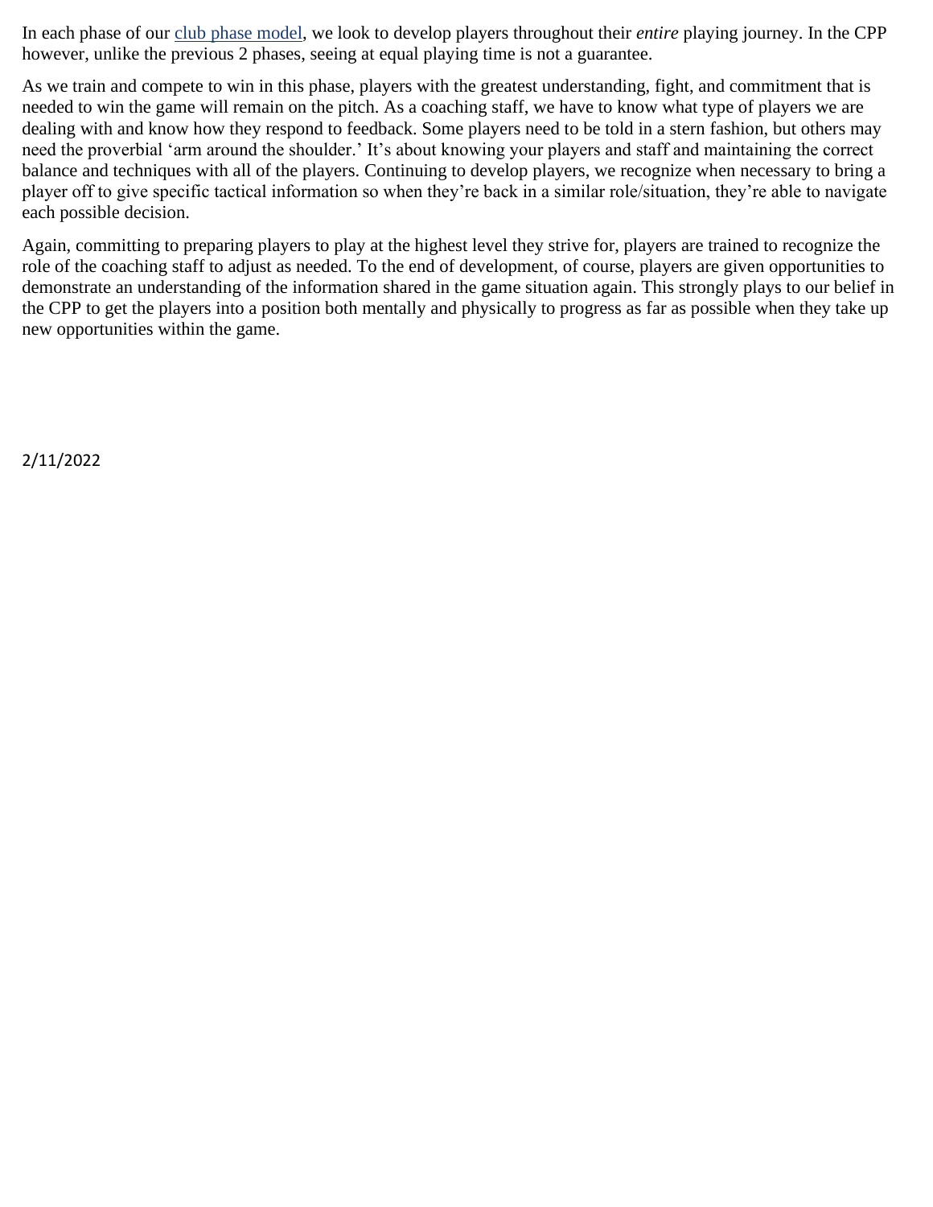In each phase of our club phase model, we look to develop players throughout their *entire* playing journey. In the CPP however, unlike the previous 2 phases, seeing at equal playing time is not a guarantee.

As we train and compete to win in this phase, players with the greatest understanding, fight, and commitment that is needed to win the game will remain on the pitch. As a coaching staff, we have to know what type of players we are dealing with and know how they respond to feedback. Some players need to be told in a stern fashion, but others may need the proverbial 'arm around the shoulder.' It's about knowing your players and staff and maintaining the correct balance and techniques with all of the players. Continuing to develop players, we recognize when necessary to bring a player off to give specific tactical information so when they're back in a similar role/situation, they're able to navigate each possible decision.

Again, committing to preparing players to play at the highest level they strive for, players are trained to recognize the role of the coaching staff to adjust as needed. To the end of development, of course, players are given opportunities to demonstrate an understanding of the information shared in the game situation again. This strongly plays to our belief in the CPP to get the players into a position both mentally and physically to progress as far as possible when they take up new opportunities within the game.

2/11/2022